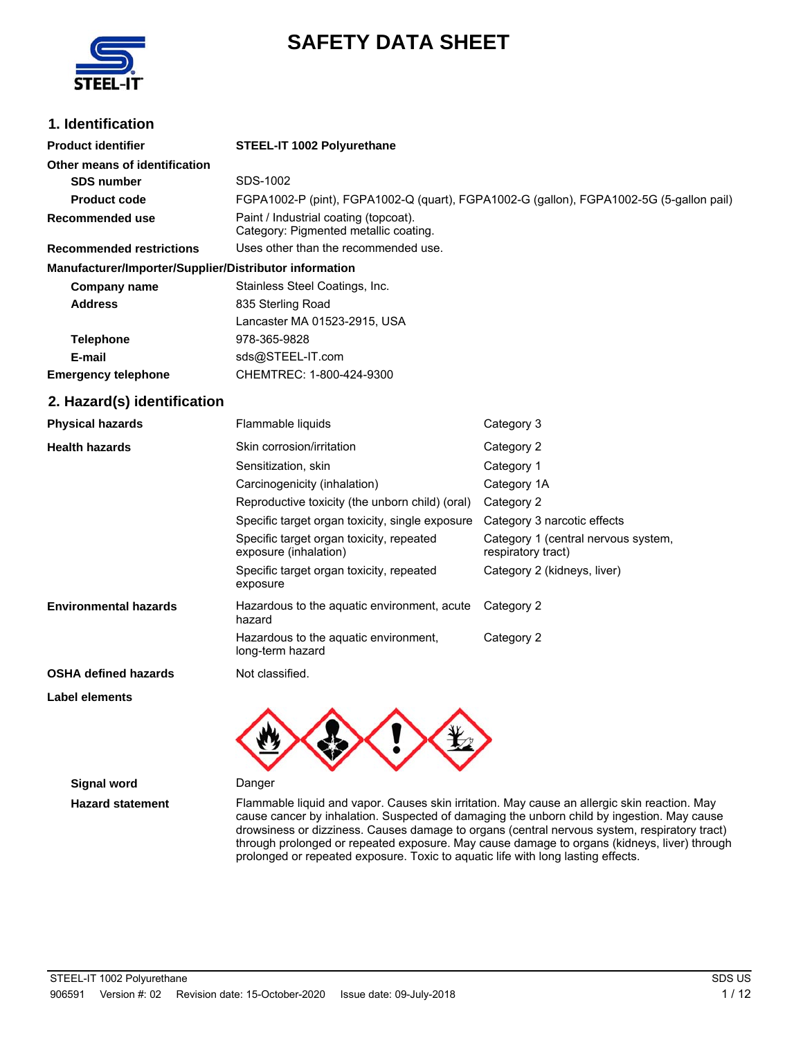# SAFETY DATA SHEET

## 1. Identification

| | |
|---|---|
| **Product identifier** | **STEEL-IT 1002 Polyurethane** |
| **Other means of identification** | |
| **SDS number** | SDS-1002 |
| **Product code** | FGPA1002-P (pint), FGPA1002-Q (quart), FGPA1002-G (gallon), FGPA1002-5G (5-gallon pail) |
| **Recommended use** | Paint / Industrial coating (topcoat). Category: Pigmented metallic coating. |
| **Recommended restrictions** | Uses other than the recommended use. |

**Manufacturer/Importer/Supplier/Distributor information**

| | |
|---|---|
| **Company name** | Stainless Steel Coatings, Inc. |
| **Address** | 835 Sterling Road<br>Lancaster MA 01523-2915, USA |
| **Telephone** | 978-365-9828 |
| **E-mail** | sds@STEEL-IT.com |
| **Emergency telephone** | CHEMTREC: 1-800-424-9300 |

## 2. Hazard(s) identification

| | | |
|---|---|---|
| **Physical hazards** | Flammable liquids | Category 3 |
| **Health hazards** | Skin corrosion/irritation | Category 2 |
| | Sensitization, skin | Category 1 |
| | Carcinogenicity (inhalation) | Category 1A |
| | Reproductive toxicity (the unborn child) (oral) | Category 2 |
| | Specific target organ toxicity, single exposure | Category 3 narcotic effects |
| | Specific target organ toxicity, repeated exposure (inhalation) | Category 1 (central nervous system, respiratory tract) |
| | Specific target organ toxicity, repeated exposure | Category 2 (kidneys, liver) |
| **Environmental hazards** | Hazardous to the aquatic environment, acute hazard | Category 2 |
| | Hazardous to the aquatic environment, long-term hazard | Category 2 |
| **OSHA defined hazards** | Not classified. | |

**Label elements**

**Signal word** Danger

**Hazard statement** Flammable liquid and vapor. Causes skin irritation. May cause an allergic skin reaction. May cause cancer by inhalation. Suspected of damaging the unborn child by ingestion. May cause drowsiness or dizziness. Causes damage to organs (central nervous system, respiratory tract) through prolonged or repeated exposure. May cause damage to organs (kidneys, liver) through prolonged or repeated exposure. Toxic to aquatic life with long lasting effects.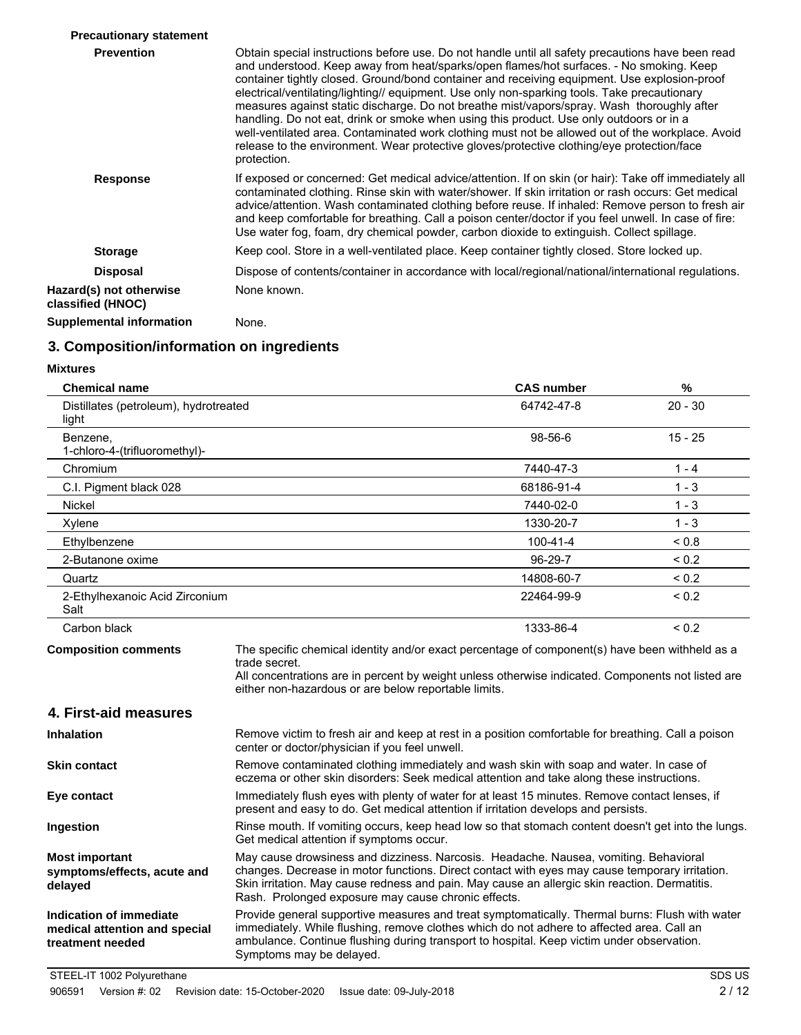**Precautionary statement**

**Prevention**

Obtain special instructions before use. Do not handle until all safety precautions have been read and understood. Keep away from heat/sparks/open flames/hot surfaces. - No smoking. Keep container tightly closed. Ground/bond container and receiving equipment. Use explosion-proof electrical/ventilating/lighting// equipment. Use only non-sparking tools. Take precautionary measures against static discharge. Do not breathe mist/vapors/spray. Wash thoroughly after handling. Do not eat, drink or smoke when using this product. Use only outdoors or in a well-ventilated area. Contaminated work clothing must not be allowed out of the workplace. Avoid release to the environment. Wear protective gloves/protective clothing/eye protection/face protection.

**Response**

If exposed or concerned: Get medical advice/attention. If on skin (or hair): Take off immediately all contaminated clothing. Rinse skin with water/shower. If skin irritation or rash occurs: Get medical advice/attention. Wash contaminated clothing before reuse. If inhaled: Remove person to fresh air and keep comfortable for breathing. Call a poison center/doctor if you feel unwell. In case of fire: Use water fog, foam, dry chemical powder, carbon dioxide to extinguish. Collect spillage.

**Storage**

Keep cool. Store in a well-ventilated place. Keep container tightly closed. Store locked up.

**Disposal**

Dispose of contents/container in accordance with local/regional/national/international regulations.

**Hazard(s) not otherwise classified (HNOC)**

None known.

**Supplemental information**

None.

## 3. Composition/information on ingredients

**Mixtures**

| Chemical name | CAS number | % |
|---|---|---|
| Distillates (petroleum), hydrotreated light | 64742-47-8 | 20 - 30 |
| Benzene, 1-chloro-4-(trifluoromethyl)- | 98-56-6 | 15 - 25 |
| Chromium | 7440-47-3 | 1 - 4 |
| C.I. Pigment black 028 | 68186-91-4 | 1 - 3 |
| Nickel | 7440-02-0 | 1 - 3 |
| Xylene | 1330-20-7 | 1 - 3 |
| Ethylbenzene | 100-41-4 | < 0.8 |
| 2-Butanone oxime | 96-29-7 | < 0.2 |
| Quartz | 14808-60-7 | < 0.2 |
| 2-Ethylhexanoic Acid Zirconium Salt | 22464-99-9 | < 0.2 |
| Carbon black | 1333-86-4 | < 0.2 |

**Composition comments**

The specific chemical identity and/or exact percentage of component(s) have been withheld as a trade secret.
All concentrations are in percent by weight unless otherwise indicated. Components not listed are either non-hazardous or are below reportable limits.

## 4. First-aid measures

**Inhalation**

Remove victim to fresh air and keep at rest in a position comfortable for breathing. Call a poison center or doctor/physician if you feel unwell.

**Skin contact**

Remove contaminated clothing immediately and wash skin with soap and water. In case of eczema or other skin disorders: Seek medical attention and take along these instructions.

**Eye contact**

Immediately flush eyes with plenty of water for at least 15 minutes. Remove contact lenses, if present and easy to do. Get medical attention if irritation develops and persists.

**Ingestion**

Rinse mouth. If vomiting occurs, keep head low so that stomach content doesn't get into the lungs. Get medical attention if symptoms occur.

**Most important symptoms/effects, acute and delayed**

May cause drowsiness and dizziness. Narcosis. Headache. Nausea, vomiting. Behavioral changes. Decrease in motor functions. Direct contact with eyes may cause temporary irritation. Skin irritation. May cause redness and pain. May cause an allergic skin reaction. Dermatitis. Rash. Prolonged exposure may cause chronic effects.

**Indication of immediate medical attention and special treatment needed**

Provide general supportive measures and treat symptomatically. Thermal burns: Flush with water immediately. While flushing, remove clothes which do not adhere to affected area. Call an ambulance. Continue flushing during transport to hospital. Keep victim under observation. Symptoms may be delayed.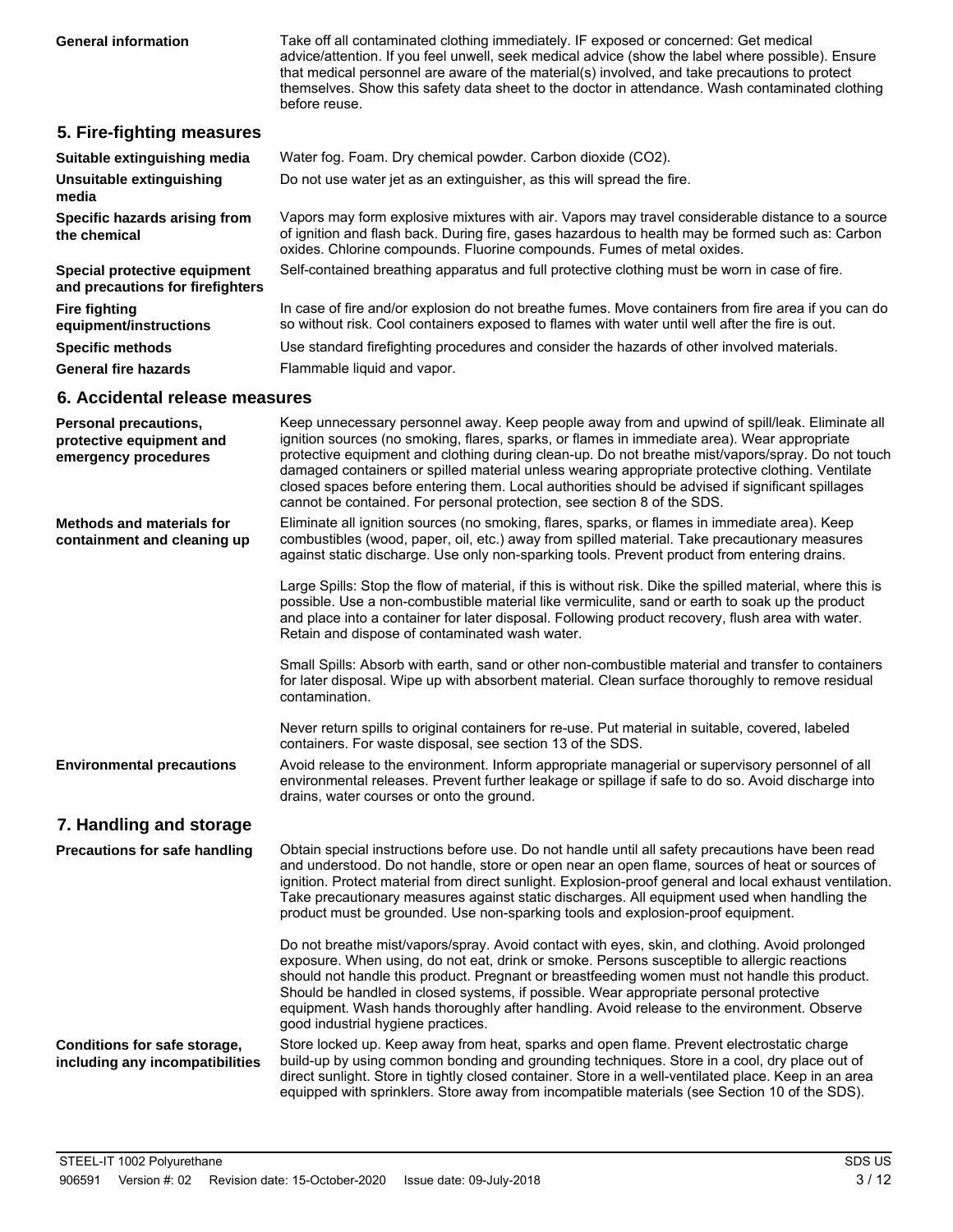**General information**

Take off all contaminated clothing immediately. IF exposed or concerned: Get medical advice/attention. If you feel unwell, seek medical advice (show the label where possible). Ensure that medical personnel are aware of the material(s) involved, and take precautions to protect themselves. Show this safety data sheet to the doctor in attendance. Wash contaminated clothing before reuse.

## 5. Fire-fighting measures

**Suitable extinguishing media**

Water fog. Foam. Dry chemical powder. Carbon dioxide ($CO_2$).

**Unsuitable extinguishing media**

Do not use water jet as an extinguisher, as this will spread the fire.

**Specific hazards arising from the chemical**

Vapors may form explosive mixtures with air. Vapors may travel considerable distance to a source of ignition and flash back. During fire, gases hazardous to health may be formed such as: Carbon oxides. Chlorine compounds. Fluorine compounds. Fumes of metal oxides.

**Special protective equipment and precautions for firefighters**

Self-contained breathing apparatus and full protective clothing must be worn in case of fire.

**Fire fighting equipment/instructions**

In case of fire and/or explosion do not breathe fumes. Move containers from fire area if you can do so without risk. Cool containers exposed to flames with water until well after the fire is out.

**Specific methods**

Use standard firefighting procedures and consider the hazards of other involved materials.

**General fire hazards**

Flammable liquid and vapor.

## 6. Accidental release measures

**Personal precautions, protective equipment and emergency procedures**

Keep unnecessary personnel away. Keep people away from and upwind of spill/leak. Eliminate all ignition sources (no smoking, flares, sparks, or flames in immediate area). Wear appropriate protective equipment and clothing during clean-up. Do not breathe mist/vapors/spray. Do not touch damaged containers or spilled material unless wearing appropriate protective clothing. Ventilate closed spaces before entering them. Local authorities should be advised if significant spillages cannot be contained. For personal protection, see section 8 of the SDS.

**Methods and materials for containment and cleaning up**

Eliminate all ignition sources (no smoking, flares, sparks, or flames in immediate area). Keep combustibles (wood, paper, oil, etc.) away from spilled material. Take precautionary measures against static discharge. Use only non-sparking tools. Prevent product from entering drains.

Large Spills: Stop the flow of material, if this is without risk. Dike the spilled material, where this is possible. Use a non-combustible material like vermiculite, sand or earth to soak up the product and place into a container for later disposal. Following product recovery, flush area with water. Retain and dispose of contaminated wash water.

Small Spills: Absorb with earth, sand or other non-combustible material and transfer to containers for later disposal. Wipe up with absorbent material. Clean surface thoroughly to remove residual contamination.

Never return spills to original containers for re-use. Put material in suitable, covered, labeled containers. For waste disposal, see section 13 of the SDS.

**Environmental precautions**

Avoid release to the environment. Inform appropriate managerial or supervisory personnel of all environmental releases. Prevent further leakage or spillage if safe to do so. Avoid discharge into drains, water courses or onto the ground.

## 7. Handling and storage

**Precautions for safe handling**

Obtain special instructions before use. Do not handle until all safety precautions have been read and understood. Do not handle, store or open near an open flame, sources of heat or sources of ignition. Protect material from direct sunlight. Explosion-proof general and local exhaust ventilation. Take precautionary measures against static discharges. All equipment used when handling the product must be grounded. Use non-sparking tools and explosion-proof equipment.

Do not breathe mist/vapors/spray. Avoid contact with eyes, skin, and clothing. Avoid prolonged exposure. When using, do not eat, drink or smoke. Persons susceptible to allergic reactions should not handle this product. Pregnant or breastfeeding women must not handle this product. Should be handled in closed systems, if possible. Wear appropriate personal protective equipment. Wash hands thoroughly after handling. Avoid release to the environment. Observe good industrial hygiene practices.

**Conditions for safe storage, including any incompatibilities**

Store locked up. Keep away from heat, sparks and open flame. Prevent electrostatic charge build-up by using common bonding and grounding techniques. Store in a cool, dry place out of direct sunlight. Store in tightly closed container. Store in a well-ventilated place. Keep in an area equipped with sprinklers. Store away from incompatible materials (see Section 10 of the SDS).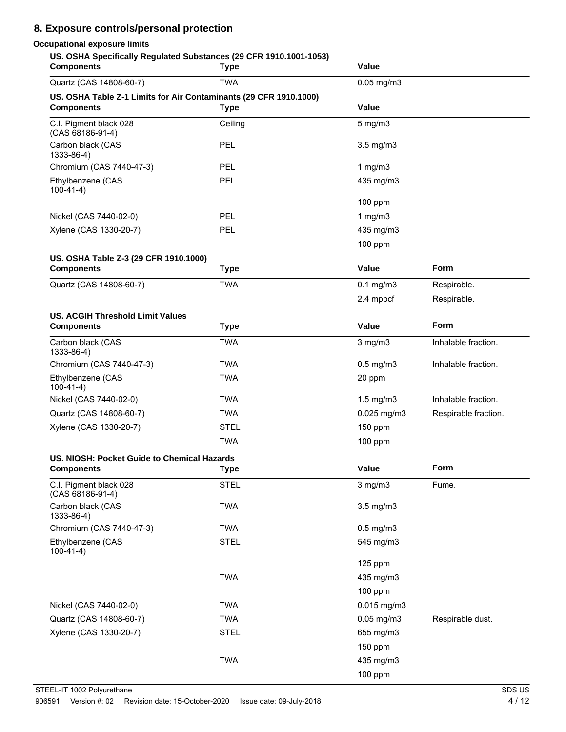## 8. Exposure controls/personal protection

### Occupational exposure limits

**US. OSHA Specifically Regulated Substances (29 CFR 1910.1001-1053)**

| Components | Type | Value |
| --- | --- | --- |
| Quartz (CAS 14808-60-7) | TWA | 0.05 mg/m3 |

**US. OSHA Table Z-1 Limits for Air Contaminants (29 CFR 1910.1000)**

| Components | Type | Value |
| --- | --- | --- |
| C.I. Pigment black 028 (CAS 68186-91-4) | Ceiling | 5 mg/m3 |
| Carbon black (CAS 1333-86-4) | PEL | 3.5 mg/m3 |
| Chromium (CAS 7440-47-3) | PEL | 1 mg/m3 |
| Ethylbenzene (CAS 100-41-4) | PEL | 435 mg/m3 |
| | | 100 ppm |
| Nickel (CAS 7440-02-0) | PEL | 1 mg/m3 |
| Xylene (CAS 1330-20-7) | PEL | 435 mg/m3 |
| | | 100 ppm |

**US. OSHA Table Z-3 (29 CFR 1910.1000)**

| Components | Type | Value | Form |
| --- | --- | --- | --- |
| Quartz (CAS 14808-60-7) | TWA | 0.1 mg/m3 | Respirable. |
| | | 2.4 mppcf | Respirable. |

**US. ACGIH Threshold Limit Values**

| Components | Type | Value | Form |
| --- | --- | --- | --- |
| Carbon black (CAS 1333-86-4) | TWA | 3 mg/m3 | Inhalable fraction. |
| Chromium (CAS 7440-47-3) | TWA | 0.5 mg/m3 | Inhalable fraction. |
| Ethylbenzene (CAS 100-41-4) | TWA | 20 ppm | |
| Nickel (CAS 7440-02-0) | TWA | 1.5 mg/m3 | Inhalable fraction. |
| Quartz (CAS 14808-60-7) | TWA | 0.025 mg/m3 | Respirable fraction. |
| Xylene (CAS 1330-20-7) | STEL | 150 ppm | |
| | TWA | 100 ppm | |

**US. NIOSH: Pocket Guide to Chemical Hazards**

| Components | Type | Value | Form |
| --- | --- | --- | --- |
| C.I. Pigment black 028 (CAS 68186-91-4) | STEL | 3 mg/m3 | Fume. |
| Carbon black (CAS 1333-86-4) | TWA | 3.5 mg/m3 | |
| Chromium (CAS 7440-47-3) | TWA | 0.5 mg/m3 | |
| Ethylbenzene (CAS 100-41-4) | STEL | 545 mg/m3 | |
| | | 125 ppm | |
| | TWA | 435 mg/m3 | |
| | | 100 ppm | |
| Nickel (CAS 7440-02-0) | TWA | 0.015 mg/m3 | |
| Quartz (CAS 14808-60-7) | TWA | 0.05 mg/m3 | Respirable dust. |
| Xylene (CAS 1330-20-7) | STEL | 655 mg/m3 | |
| | | 150 ppm | |
| | TWA | 435 mg/m3 | |
| | | 100 ppm | |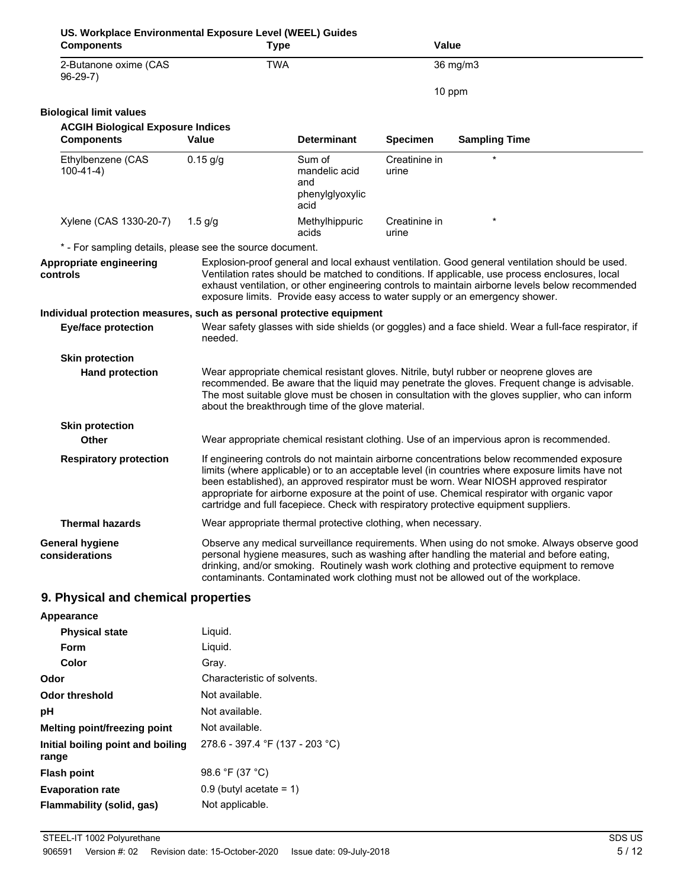**US. Workplace Environmental Exposure Level (WEEL) Guides**

| Components | Type | Value |
|---|---|---|
| 2-Butanone oxime (CAS 96-29-7) | TWA | 36 mg/m3 |
| | | 10 ppm |

**Biological limit values**

**ACGIH Biological Exposure Indices**

| Components | Value | Determinant | Specimen | Sampling Time |
|---|---|---|---|---|
| Ethylbenzene (CAS 100-41-4) | 0.15 g/g | Sum of mandelic acid and phenylglyoxylic acid | Creatinine in urine | * |
| Xylene (CAS 1330-20-7) | 1.5 g/g | Methylhippuric acids | Creatinine in urine | * |

* - For sampling details, please see the source document.

**Appropriate engineering controls**

Explosion-proof general and local exhaust ventilation. Good general ventilation should be used. Ventilation rates should be matched to conditions. If applicable, use process enclosures, local exhaust ventilation, or other engineering controls to maintain airborne levels below recommended exposure limits. Provide easy access to water supply or an emergency shower.

**Individual protection measures, such as personal protective equipment**

**Eye/face protection**

Wear safety glasses with side shields (or goggles) and a face shield. Wear a full-face respirator, if needed.

**Skin protection**

**Hand protection**

Wear appropriate chemical resistant gloves. Nitrile, butyl rubber or neoprene gloves are recommended. Be aware that the liquid may penetrate the gloves. Frequent change is advisable. The most suitable glove must be chosen in consultation with the gloves supplier, who can inform about the breakthrough time of the glove material.

**Skin protection**

**Other**

Wear appropriate chemical resistant clothing. Use of an impervious apron is recommended.

**Respiratory protection**

If engineering controls do not maintain airborne concentrations below recommended exposure limits (where applicable) or to an acceptable level (in countries where exposure limits have not been established), an approved respirator must be worn. Wear NIOSH approved respirator appropriate for airborne exposure at the point of use. Chemical respirator with organic vapor cartridge and full facepiece. Check with respiratory protective equipment suppliers.

**Thermal hazards**

Wear appropriate thermal protective clothing, when necessary.

**General hygiene considerations**

Observe any medical surveillance requirements. When using do not smoke. Always observe good personal hygiene measures, such as washing after handling the material and before eating, drinking, and/or smoking. Routinely wash work clothing and protective equipment to remove contaminants. Contaminated work clothing must not be allowed out of the workplace.

## 9. Physical and chemical properties

**Appearance**

| | |
|---|---|
| **Physical state** | Liquid. |
| **Form** | Liquid. |
| **Color** | Gray. |
| **Odor** | Characteristic of solvents. |
| **Odor threshold** | Not available. |
| **pH** | Not available. |
| **Melting point/freezing point** | Not available. |
| **Initial boiling point and boiling range** | 278.6 - 397.4 °F (137 - 203 °C) |
| **Flash point** | 98.6 °F (37 °C) |
| **Evaporation rate** | 0.9 (butyl acetate = 1) |
| **Flammability (solid, gas)** | Not applicable. |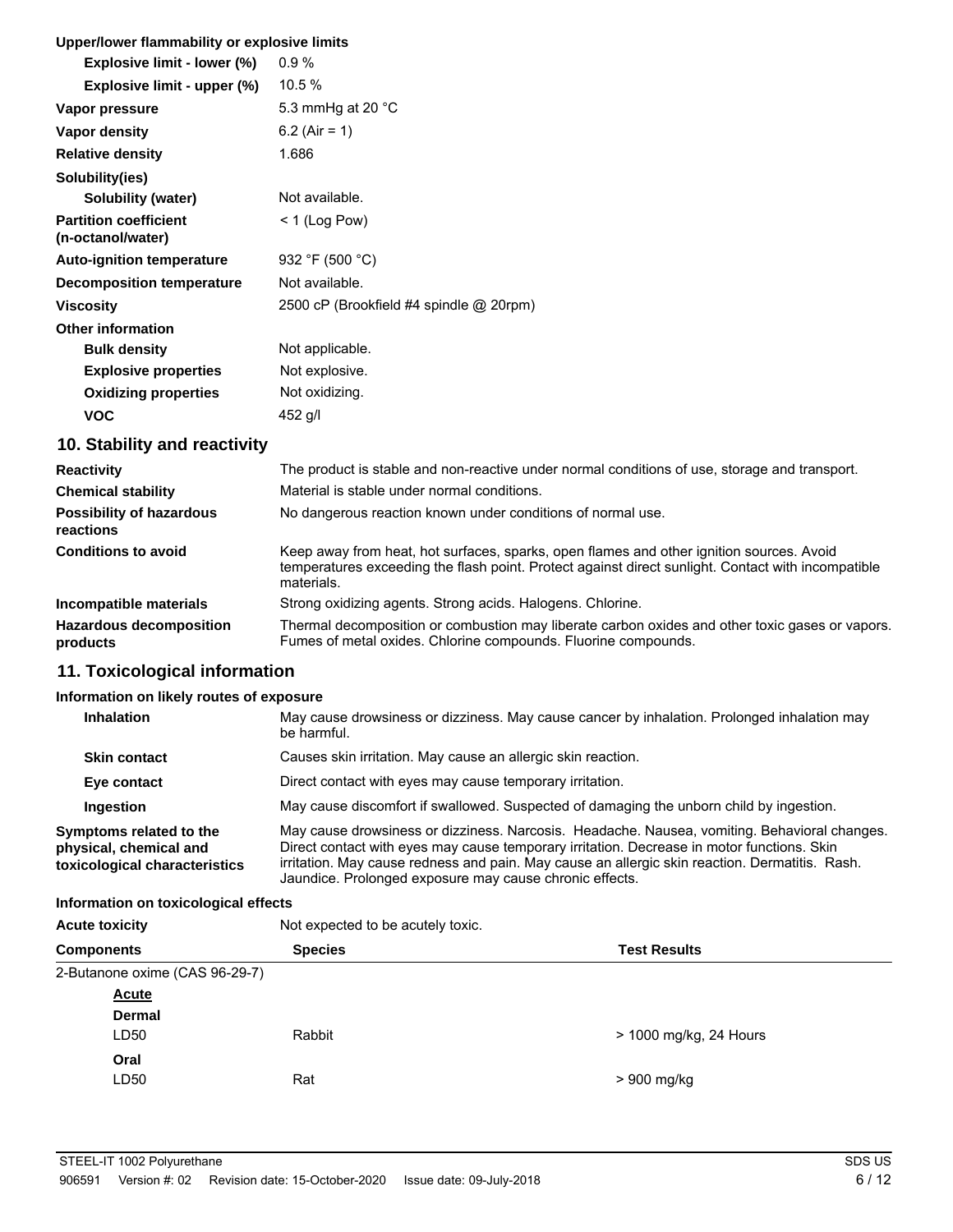**Upper/lower flammability or explosive limits**

| | |
|---|---|
| **Explosive limit - lower (%)** | 0.9 % |
| **Explosive limit - upper (%)** | 10.5 % |
| **Vapor pressure** | 5.3 mmHg at 20 °C |
| **Vapor density** | 6.2 (Air = 1) |
| **Relative density** | 1.686 |
| **Solubility(ies)** | |
| **Solubility (water)** | Not available. |
| **Partition coefficient (n-octanol/water)** | < 1 (Log Pow) |
| **Auto-ignition temperature** | 932 °F (500 °C) |
| **Decomposition temperature** | Not available. |
| **Viscosity** | 2500 cP (Brookfield #4 spindle @ 20rpm) |
| **Other information** | |
| **Bulk density** | Not applicable. |
| **Explosive properties** | Not explosive. |
| **Oxidizing properties** | Not oxidizing. |
| **VOC** | 452 g/l |

## 10. Stability and reactivity

| | |
|---|---|
| **Reactivity** | The product is stable and non-reactive under normal conditions of use, storage and transport. |
| **Chemical stability** | Material is stable under normal conditions. |
| **Possibility of hazardous reactions** | No dangerous reaction known under conditions of normal use. |
| **Conditions to avoid** | Keep away from heat, hot surfaces, sparks, open flames and other ignition sources. Avoid temperatures exceeding the flash point. Protect against direct sunlight. Contact with incompatible materials. |
| **Incompatible materials** | Strong oxidizing agents. Strong acids. Halogens. Chlorine. |
| **Hazardous decomposition products** | Thermal decomposition or combustion may liberate carbon oxides and other toxic gases or vapors. Fumes of metal oxides. Chlorine compounds. Fluorine compounds. |

## 11. Toxicological information

**Information on likely routes of exposure**

| | |
|---|---|
| **Inhalation** | May cause drowsiness or dizziness. May cause cancer by inhalation. Prolonged inhalation may be harmful. |
| **Skin contact** | Causes skin irritation. May cause an allergic skin reaction. |
| **Eye contact** | Direct contact with eyes may cause temporary irritation. |
| **Ingestion** | May cause discomfort if swallowed. Suspected of damaging the unborn child by ingestion. |
| **Symptoms related to the physical, chemical and toxicological characteristics** | May cause drowsiness or dizziness. Narcosis. Headache. Nausea, vomiting. Behavioral changes. Direct contact with eyes may cause temporary irritation. Decrease in motor functions. Skin irritation. May cause redness and pain. May cause an allergic skin reaction. Dermatitis. Rash. Jaundice. Prolonged exposure may cause chronic effects. |

**Information on toxicological effects**

**Acute toxicity** Not expected to be acutely toxic.

| Components | Species | Test Results |
|---|---|---|
| 2-Butanone oxime (CAS 96-29-7) | | |
| Acute | | |
| **Dermal** | | |
| LD50 | Rabbit | > 1000 mg/kg, 24 Hours |
| **Oral** | | |
| LD50 | Rat | > 900 mg/kg |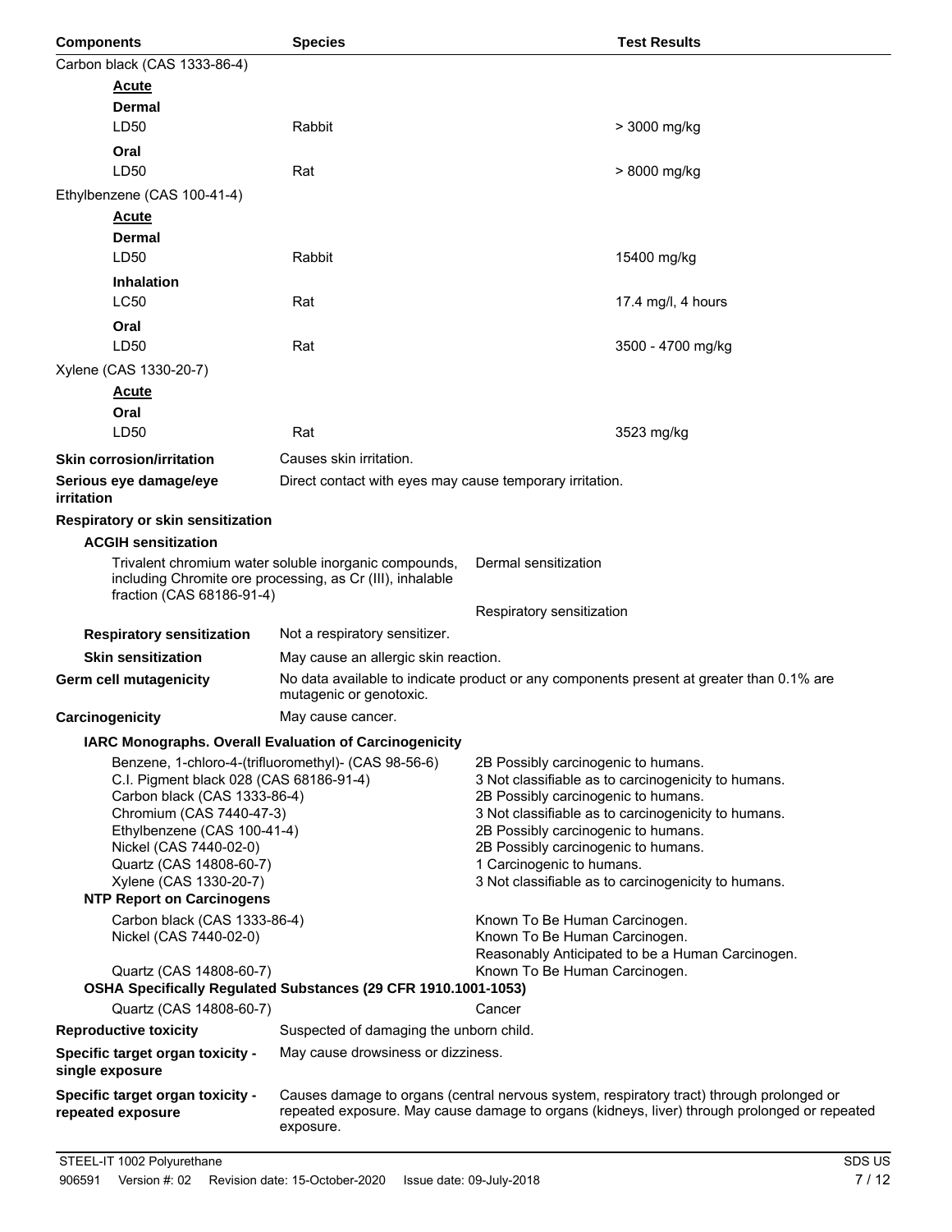| Components | Species | Test Results |
|---|---|---|
| Carbon black (CAS 1333-86-4) | | |
| **Acute** | | |
| **Dermal** | | |
| LD50 | Rabbit | > 3000 mg/kg |
| **Oral** | | |
| LD50 | Rat | > 8000 mg/kg |
| Ethylbenzene (CAS 100-41-4) | | |
| **Acute** | | |
| **Dermal** | | |
| LD50 | Rabbit | 15400 mg/kg |
| **Inhalation** | | |
| LC50 | Rat | 17.4 mg/l, 4 hours |
| **Oral** | | |
| LD50 | Rat | 3500 - 4700 mg/kg |
| Xylene (CAS 1330-20-7) | | |
| **Acute** | | |
| **Oral** | | |
| LD50 | Rat | 3523 mg/kg |

**Skin corrosion/irritation** Causes skin irritation.

**Serious eye damage/eye irritation** Direct contact with eyes may cause temporary irritation.

**Respiratory or skin sensitization**

**ACGIH sensitization**

| | |
|---|---|
| Trivalent chromium water soluble inorganic compounds, including Chromite ore processing, as Cr (III), inhalable fraction (CAS 68186-91-4) | Dermal sensitization |
| | Respiratory sensitization |

**Respiratory sensitization** Not a respiratory sensitizer.

**Skin sensitization** May cause an allergic skin reaction.

**Germ cell mutagenicity** No data available to indicate product or any components present at greater than 0.1% are mutagenic or genotoxic.

**Carcinogenicity** May cause cancer.

**IARC Monographs. Overall Evaluation of Carcinogenicity**

| | |
|---|---|
| Benzene, 1-chloro-4-(trifluoromethyl)- (CAS 98-56-6) | 2B Possibly carcinogenic to humans. |
| C.I. Pigment black 028 (CAS 68186-91-4) | 3 Not classifiable as to carcinogenicity to humans. |
| Carbon black (CAS 1333-86-4) | 2B Possibly carcinogenic to humans. |
| Chromium (CAS 7440-47-3) | 3 Not classifiable as to carcinogenicity to humans. |
| Ethylbenzene (CAS 100-41-4) | 2B Possibly carcinogenic to humans. |
| Nickel (CAS 7440-02-0) | 2B Possibly carcinogenic to humans. |
| Quartz (CAS 14808-60-7) | 1 Carcinogenic to humans. |
| Xylene (CAS 1330-20-7) | 3 Not classifiable as to carcinogenicity to humans. |

**NTP Report on Carcinogens**

| | |
|---|---|
| Carbon black (CAS 1333-86-4) | Known To Be Human Carcinogen. |
| Nickel (CAS 7440-02-0) | Known To Be Human Carcinogen. |
| | Reasonably Anticipated to be a Human Carcinogen. |
| Quartz (CAS 14808-60-7) | Known To Be Human Carcinogen. |

**OSHA Specifically Regulated Substances (29 CFR 1910.1001-1053)**

| | |
|---|---|
| Quartz (CAS 14808-60-7) | Cancer |

**Reproductive toxicity** Suspected of damaging the unborn child.

**Specific target organ toxicity - single exposure** May cause drowsiness or dizziness.

**Specific target organ toxicity - repeated exposure** Causes damage to organs (central nervous system, respiratory tract) through prolonged or repeated exposure. May cause damage to organs (kidneys, liver) through prolonged or repeated exposure.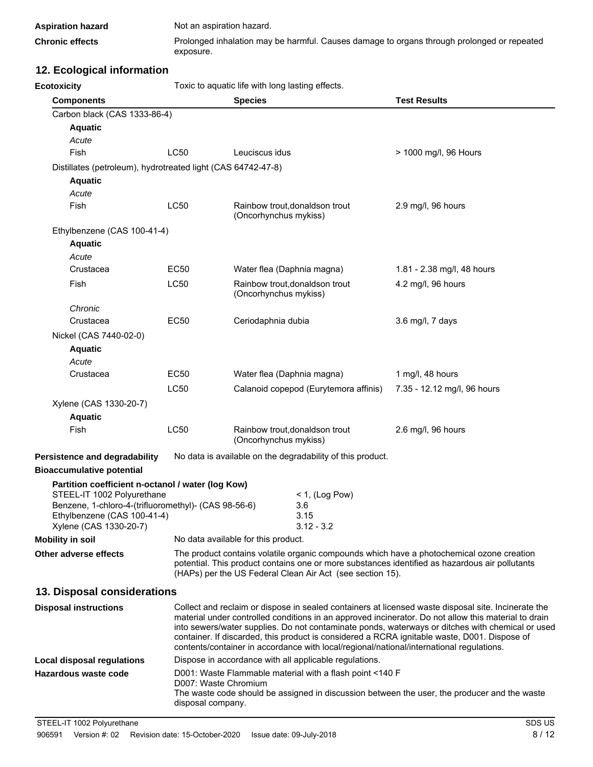**Aspiration hazard** Not an aspiration hazard.

**Chronic effects** Prolonged inhalation may be harmful. Causes damage to organs through prolonged or repeated exposure.

## 12. Ecological information

**Ecotoxicity** Toxic to aquatic life with long lasting effects.

| Components | | Species | Test Results |
|---|---|---|---|
| Carbon black (CAS 1333-86-4) | | | |
| **Aquatic** | | | |
| *Acute* | | | |
| Fish | LC50 | Leuciscus idus | > 1000 mg/l, 96 Hours |
| Distillates (petroleum), hydrotreated light (CAS 64742-47-8) | | | |
| **Aquatic** | | | |
| *Acute* | | | |
| Fish | LC50 | Rainbow trout,donaldson trout (Oncorhynchus mykiss) | 2.9 mg/l, 96 hours |
| Ethylbenzene (CAS 100-41-4) | | | |
| **Aquatic** | | | |
| *Acute* | | | |
| Crustacea | EC50 | Water flea (Daphnia magna) | 1.81 - 2.38 mg/l, 48 hours |
| Fish | LC50 | Rainbow trout,donaldson trout (Oncorhynchus mykiss) | 4.2 mg/l, 96 hours |
| *Chronic* | | | |
| Crustacea | EC50 | Ceriodaphnia dubia | 3.6 mg/l, 7 days |
| Nickel (CAS 7440-02-0) | | | |
| **Aquatic** | | | |
| *Acute* | | | |
| Crustacea | EC50 | Water flea (Daphnia magna) | 1 mg/l, 48 hours |
| | LC50 | Calanoid copepod (Eurytemora affinis) | 7.35 - 12.12 mg/l, 96 hours |
| Xylene (CAS 1330-20-7) | | | |
| **Aquatic** | | | |
| Fish | LC50 | Rainbow trout,donaldson trout (Oncorhynchus mykiss) | 2.6 mg/l, 96 hours |

**Persistence and degradability** No data is available on the degradability of this product.

**Bioaccumulative potential**

**Partition coefficient n-octanol / water (log Kow)**

| | |
|---|---|
| STEEL-IT 1002 Polyurethane | < 1, (Log Pow) |
| Benzene, 1-chloro-4-(trifluoromethyl)- (CAS 98-56-6) | 3.6 |
| Ethylbenzene (CAS 100-41-4) | 3.15 |
| Xylene (CAS 1330-20-7) | 3.12 - 3.2 |

**Mobility in soil** No data available for this product.

**Other adverse effects** The product contains volatile organic compounds which have a photochemical ozone creation potential. This product contains one or more substances identified as hazardous air pollutants (HAPs) per the US Federal Clean Air Act (see section 15).

## 13. Disposal considerations

**Disposal instructions** Collect and reclaim or dispose in sealed containers at licensed waste disposal site. Incinerate the material under controlled conditions in an approved incinerator. Do not allow this material to drain into sewers/water supplies. Do not contaminate ponds, waterways or ditches with chemical or used container. If discarded, this product is considered a RCRA ignitable waste, D001. Dispose of contents/container in accordance with local/regional/national/international regulations.

**Local disposal regulations** Dispose in accordance with all applicable regulations.

**Hazardous waste code** D001: Waste Flammable material with a flash point <140 F
D007: Waste Chromium
The waste code should be assigned in discussion between the user, the producer and the waste disposal company.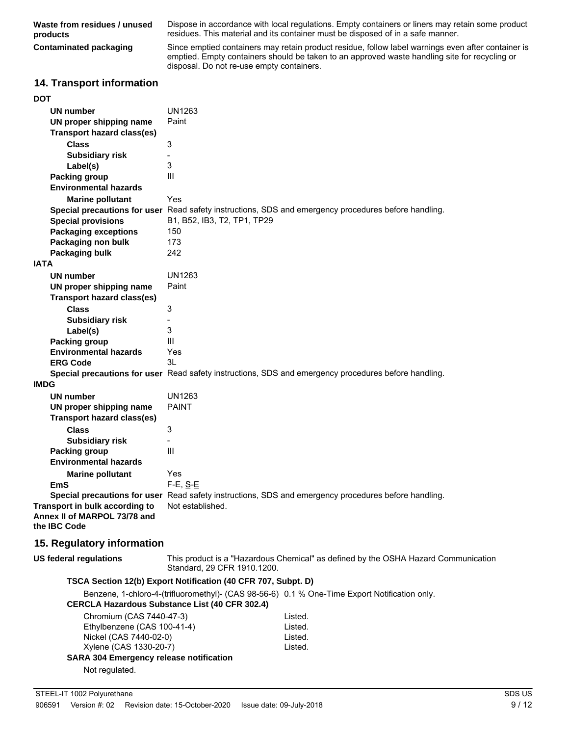**Waste from residues / unused products** Dispose in accordance with local regulations. Empty containers or liners may retain some product residues. This material and its container must be disposed of in a safe manner.

**Contaminated packaging** Since emptied containers may retain product residue, follow label warnings even after container is emptied. Empty containers should be taken to an approved waste handling site for recycling or disposal. Do not re-use empty containers.

## 14. Transport information

**DOT**

| | |
|---|---|
| **UN number** | UN1263 |
| **UN proper shipping name** | Paint |
| **Transport hazard class(es)** | |
| **Class** | 3 |
| **Subsidiary risk** | - |
| **Label(s)** | 3 |
| **Packing group** | III |
| **Environmental hazards** | |
| **Marine pollutant** | Yes |
| **Special precautions for user** | Read safety instructions, SDS and emergency procedures before handling. |
| **Special provisions** | B1, B52, IB3, T2, TP1, TP29 |
| **Packaging exceptions** | 150 |
| **Packaging non bulk** | 173 |
| **Packaging bulk** | 242 |

**IATA**

| | |
|---|---|
| **UN number** | UN1263 |
| **UN proper shipping name** | Paint |
| **Transport hazard class(es)** | |
| **Class** | 3 |
| **Subsidiary risk** | - |
| **Label(s)** | 3 |
| **Packing group** | III |
| **Environmental hazards** | Yes |
| **ERG Code** | 3L |
| **Special precautions for user** | Read safety instructions, SDS and emergency procedures before handling. |

**IMDG**

| | |
|---|---|
| **UN number** | UN1263 |
| **UN proper shipping name** | PAINT |
| **Transport hazard class(es)** | |
| **Class** | 3 |
| **Subsidiary risk** | - |
| **Packing group** | III |
| **Environmental hazards** | |
| **Marine pollutant** | Yes |
| **EmS** | F-E, S-E |
| **Special precautions for user** | Read safety instructions, SDS and emergency procedures before handling. |

**Transport in bulk according to Annex II of MARPOL 73/78 and the IBC Code** Not established.

## 15. Regulatory information

**US federal regulations** This product is a "Hazardous Chemical" as defined by the OSHA Hazard Communication Standard, 29 CFR 1910.1200.

**TSCA Section 12(b) Export Notification (40 CFR 707, Subpt. D)**

Benzene, 1-chloro-4-(trifluoromethyl)- (CAS 98-56-6) 0.1 % One-Time Export Notification only.

**CERCLA Hazardous Substance List (40 CFR 302.4)**

| | |
|---|---|
| Chromium (CAS 7440-47-3) | Listed. |
| Ethylbenzene (CAS 100-41-4) | Listed. |
| Nickel (CAS 7440-02-0) | Listed. |
| Xylene (CAS 1330-20-7) | Listed. |

**SARA 304 Emergency release notification**

Not regulated.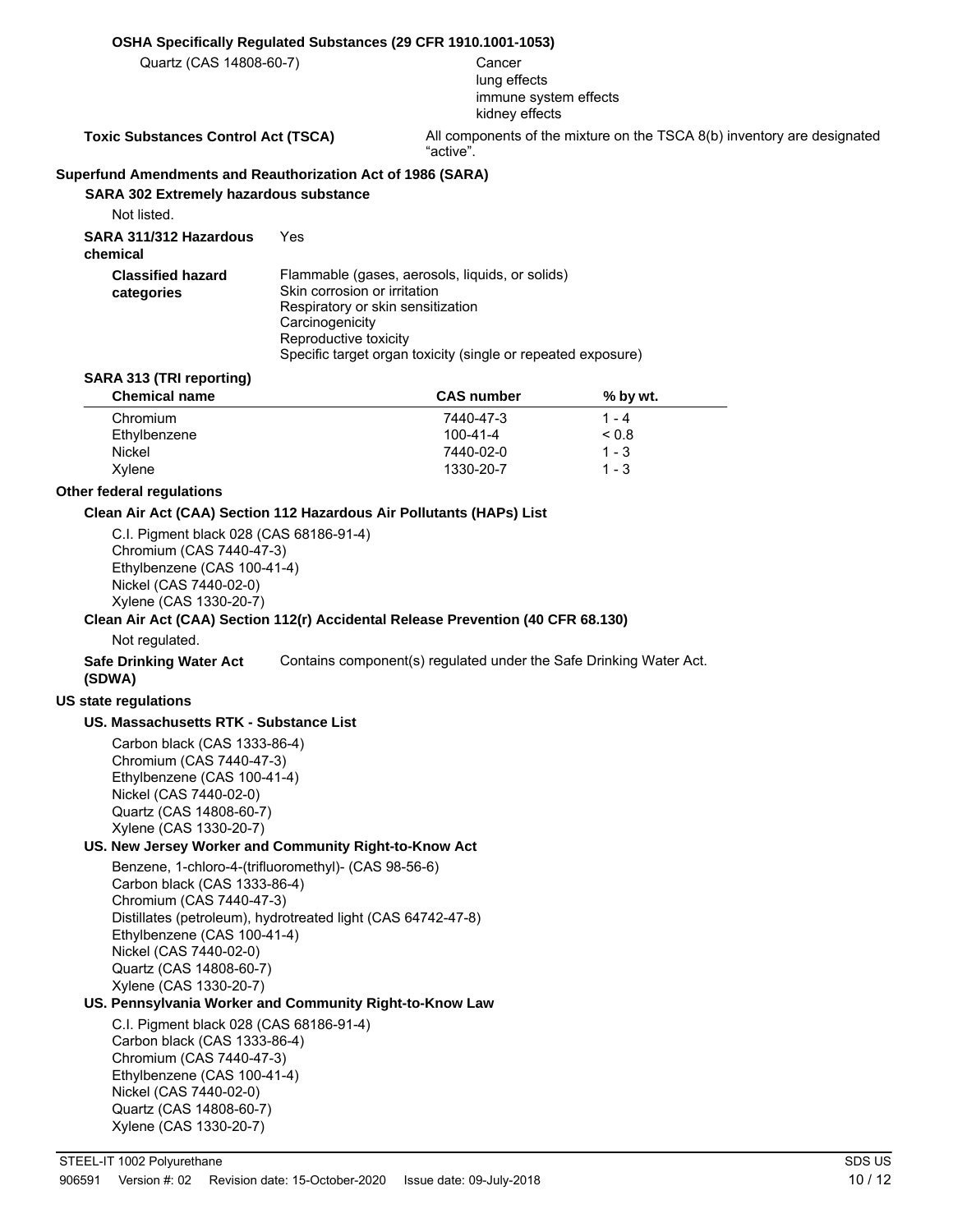**OSHA Specifically Regulated Substances (29 CFR 1910.1001-1053)**

Quartz (CAS 14808-60-7)
Cancer
lung effects
immune system effects
kidney effects

**Toxic Substances Control Act (TSCA)** All components of the mixture on the TSCA 8(b) inventory are designated "active".

**Superfund Amendments and Reauthorization Act of 1986 (SARA)**

**SARA 302 Extremely hazardous substance**

Not listed.

**SARA 311/312 Hazardous chemical** Yes

**Classified hazard categories**
Flammable (gases, aerosols, liquids, or solids)
Skin corrosion or irritation
Respiratory or skin sensitization
Carcinogenicity
Reproductive toxicity
Specific target organ toxicity (single or repeated exposure)

**SARA 313 (TRI reporting)**

| Chemical name | CAS number | % by wt. |
|---|---|---|
| Chromium | 7440-47-3 | 1 - 4 |
| Ethylbenzene | 100-41-4 | < 0.8 |
| Nickel | 7440-02-0 | 1 - 3 |
| Xylene | 1330-20-7 | 1 - 3 |

**Other federal regulations**

**Clean Air Act (CAA) Section 112 Hazardous Air Pollutants (HAPs) List**

C.I. Pigment black 028 (CAS 68186-91-4)
Chromium (CAS 7440-47-3)
Ethylbenzene (CAS 100-41-4)
Nickel (CAS 7440-02-0)
Xylene (CAS 1330-20-7)

**Clean Air Act (CAA) Section 112(r) Accidental Release Prevention (40 CFR 68.130)**

Not regulated.

**Safe Drinking Water Act (SDWA)** Contains component(s) regulated under the Safe Drinking Water Act.

**US state regulations**

**US. Massachusetts RTK - Substance List**

Carbon black (CAS 1333-86-4)
Chromium (CAS 7440-47-3)
Ethylbenzene (CAS 100-41-4)
Nickel (CAS 7440-02-0)
Quartz (CAS 14808-60-7)
Xylene (CAS 1330-20-7)

**US. New Jersey Worker and Community Right-to-Know Act**

Benzene, 1-chloro-4-(trifluoromethyl)- (CAS 98-56-6)
Carbon black (CAS 1333-86-4)
Chromium (CAS 7440-47-3)
Distillates (petroleum), hydrotreated light (CAS 64742-47-8)
Ethylbenzene (CAS 100-41-4)
Nickel (CAS 7440-02-0)
Quartz (CAS 14808-60-7)
Xylene (CAS 1330-20-7)

**US. Pennsylvania Worker and Community Right-to-Know Law**

C.I. Pigment black 028 (CAS 68186-91-4)
Carbon black (CAS 1333-86-4)
Chromium (CAS 7440-47-3)
Ethylbenzene (CAS 100-41-4)
Nickel (CAS 7440-02-0)
Quartz (CAS 14808-60-7)
Xylene (CAS 1330-20-7)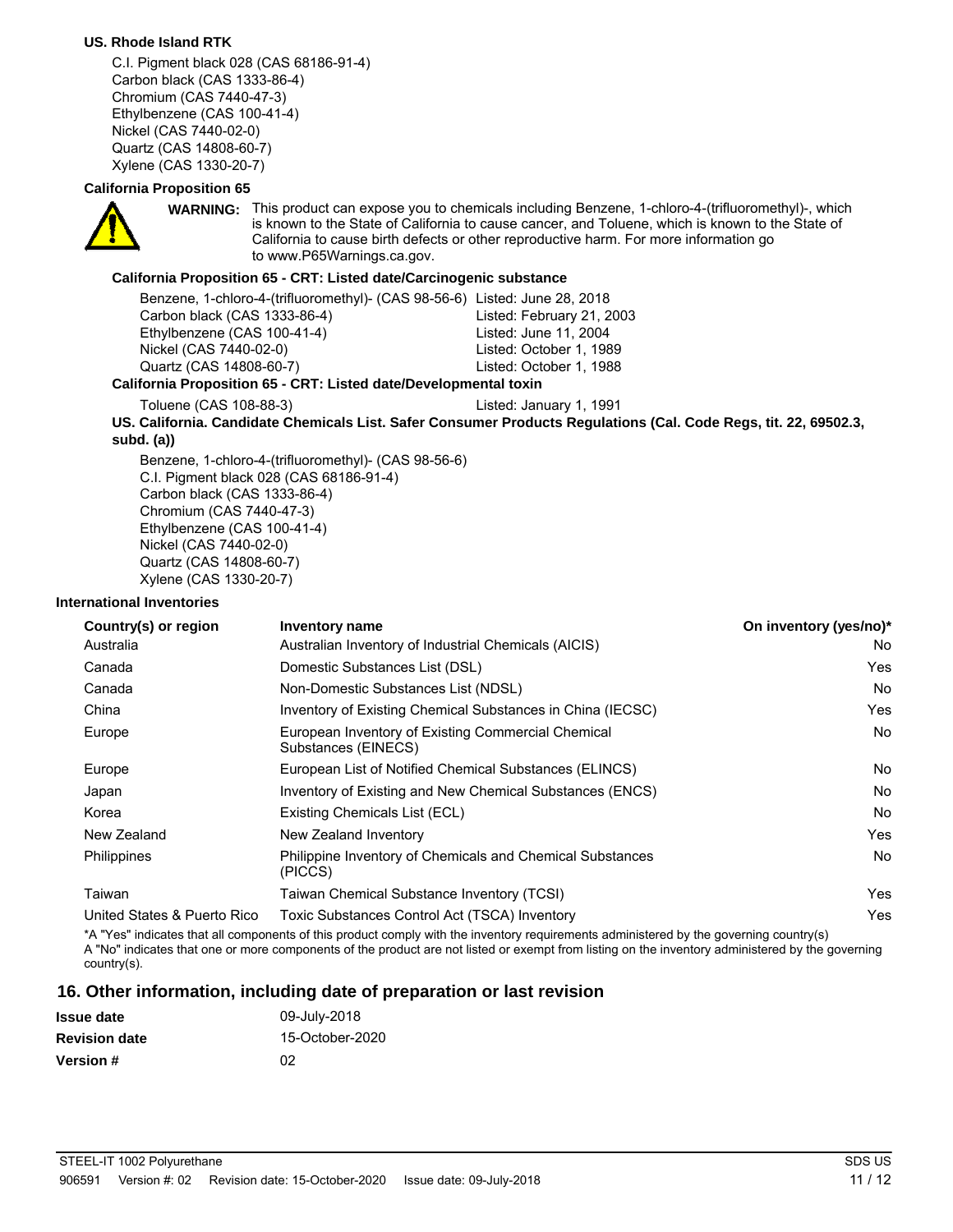**US. Rhode Island RTK**

C.I. Pigment black 028 (CAS 68186-91-4)
Carbon black (CAS 1333-86-4)
Chromium (CAS 7440-47-3)
Ethylbenzene (CAS 100-41-4)
Nickel (CAS 7440-02-0)
Quartz (CAS 14808-60-7)
Xylene (CAS 1330-20-7)

**California Proposition 65**

**WARNING:** This product can expose you to chemicals including Benzene, 1-chloro-4-(trifluoromethyl)-, which is known to the State of California to cause cancer, and Toluene, which is known to the State of California to cause birth defects or other reproductive harm. For more information go to www.P65Warnings.ca.gov.

**California Proposition 65 - CRT: Listed date/Carcinogenic substance**

| | |
|---|---|
| Benzene, 1-chloro-4-(trifluoromethyl)- (CAS 98-56-6) | Listed: June 28, 2018 |
| Carbon black (CAS 1333-86-4) | Listed: February 21, 2003 |
| Ethylbenzene (CAS 100-41-4) | Listed: June 11, 2004 |
| Nickel (CAS 7440-02-0) | Listed: October 1, 1989 |
| Quartz (CAS 14808-60-7) | Listed: October 1, 1988 |

**California Proposition 65 - CRT: Listed date/Developmental toxin**

| | |
|---|---|
| Toluene (CAS 108-88-3) | Listed: January 1, 1991 |

**US. California. Candidate Chemicals List. Safer Consumer Products Regulations (Cal. Code Regs, tit. 22, 69502.3, subd. (a))**

Benzene, 1-chloro-4-(trifluoromethyl)- (CAS 98-56-6)
C.I. Pigment black 028 (CAS 68186-91-4)
Carbon black (CAS 1333-86-4)
Chromium (CAS 7440-47-3)
Ethylbenzene (CAS 100-41-4)
Nickel (CAS 7440-02-0)
Quartz (CAS 14808-60-7)
Xylene (CAS 1330-20-7)

**International Inventories**

| Country(s) or region | Inventory name | On inventory (yes/no)* |
|---|---|---|
| Australia | Australian Inventory of Industrial Chemicals (AICIS) | No |
| Canada | Domestic Substances List (DSL) | Yes |
| Canada | Non-Domestic Substances List (NDSL) | No |
| China | Inventory of Existing Chemical Substances in China (IECSC) | Yes |
| Europe | European Inventory of Existing Commercial Chemical Substances (EINECS) | No |
| Europe | European List of Notified Chemical Substances (ELINCS) | No |
| Japan | Inventory of Existing and New Chemical Substances (ENCS) | No |
| Korea | Existing Chemicals List (ECL) | No |
| New Zealand | New Zealand Inventory | Yes |
| Philippines | Philippine Inventory of Chemicals and Chemical Substances (PICCS) | No |
| Taiwan | Taiwan Chemical Substance Inventory (TCSI) | Yes |
| United States & Puerto Rico | Toxic Substances Control Act (TSCA) Inventory | Yes |

*A "Yes" indicates that all components of this product comply with the inventory requirements administered by the governing country(s)
A "No" indicates that one or more components of the product are not listed or exempt from listing on the inventory administered by the governing country(s).

## 16. Other information, including date of preparation or last revision

| | |
|---|---|
| **Issue date** | 09-July-2018 |
| **Revision date** | 15-October-2020 |
| **Version #** | 02 |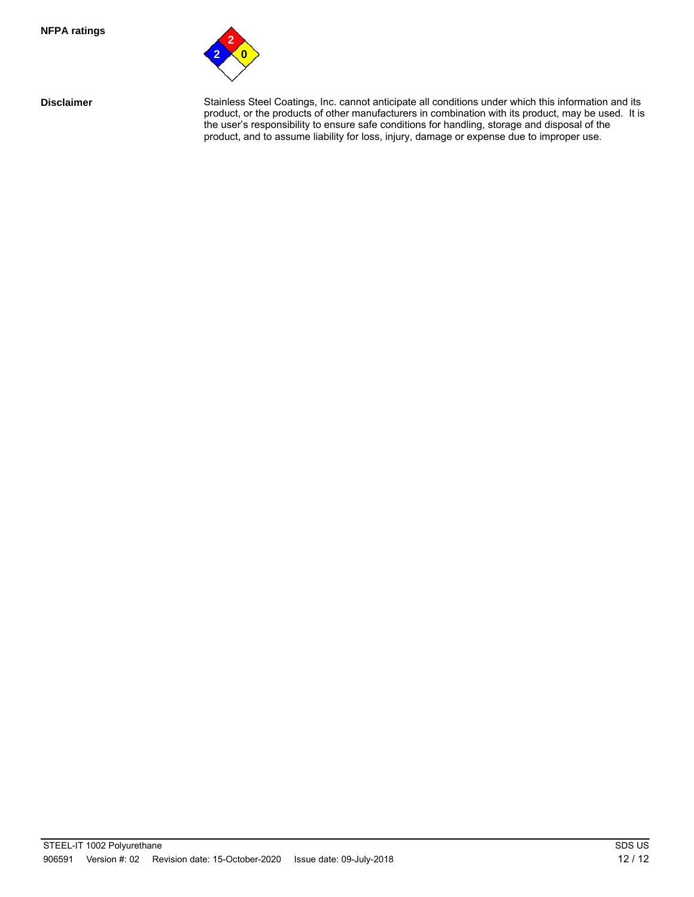**NFPA ratings**

2
2 0

**Disclaimer**

Stainless Steel Coatings, Inc. cannot anticipate all conditions under which this information and its product, or the products of other manufacturers in combination with its product, may be used. It is the user's responsibility to ensure safe conditions for handling, storage and disposal of the product, and to assume liability for loss, injury, damage or expense due to improper use.